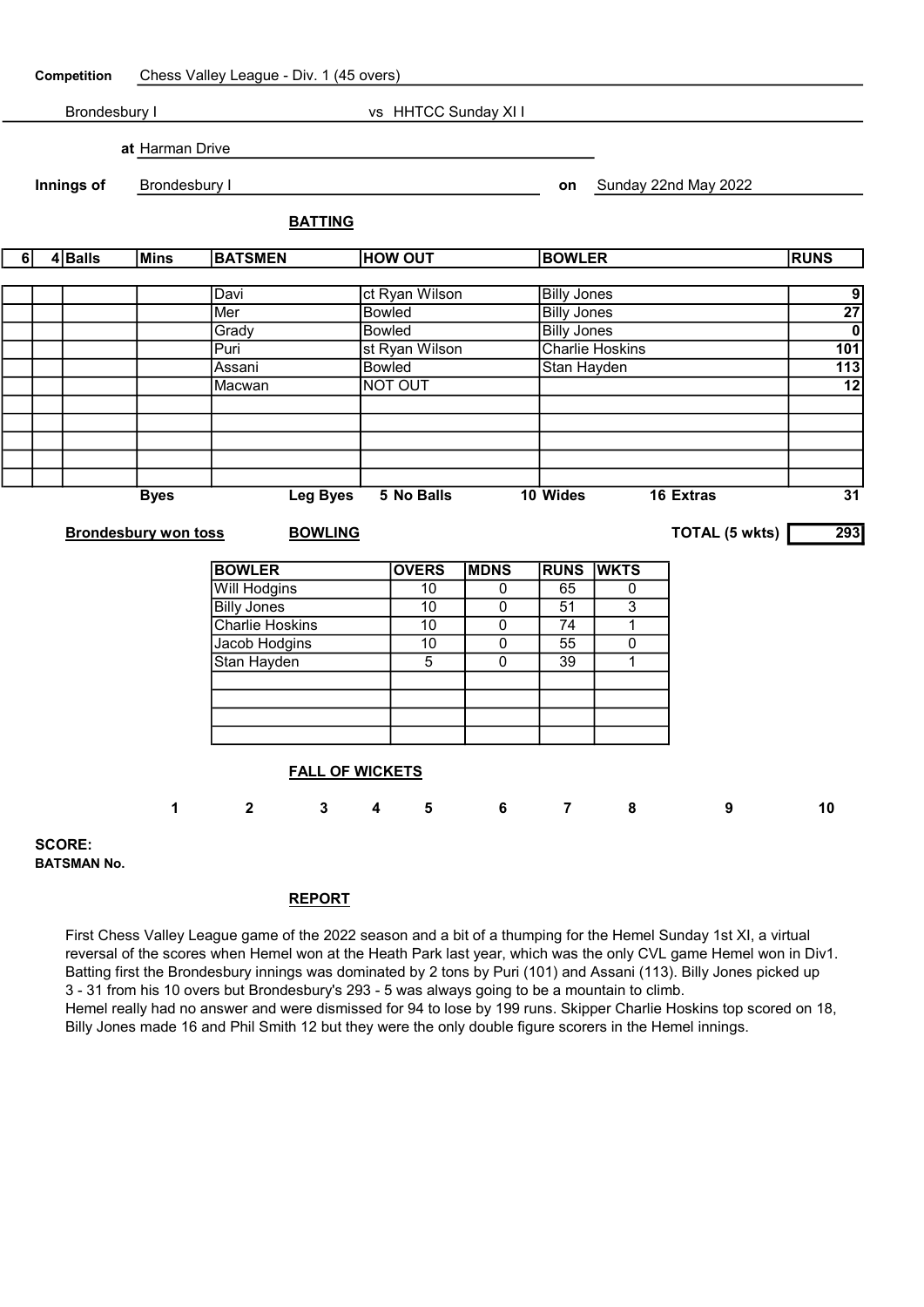**Competition** Chess Valley League - Div. 1 (45 overs)

Brondesbury I vs HHTCC Sunday XI I

**at** Harman Drive

**Innings of** Brondesbury I **on** Sunday 22nd May 2022

## BATTING

| 6 | 4 | Balls | Mins | BATSMEN | HOW OUT | BOWLER | RUNS |
|---|---|---|---|---|---|---|---|
| | | | | Davi | ct Ryan Wilson | Billy Jones | 9 |
| | | | | Mer | Bowled | Billy Jones | 27 |
| | | | | Grady | Bowled | Billy Jones | 0 |
| | | | | Puri | st Ryan Wilson | Charlie Hoskins | 101 |
| | | | | Assani | Bowled | Stan Hayden | 113 |
| | | | | Macwan | NOT OUT | | 12 |
| | | | | | | | |
| | | | | | | | |
| | | | | | | | |
| | | | | | | | |
| | | | | | | | |

Byes | Leg Byes 5 | No Balls 10 | Wides 16 | Extras 31

**Brondesbury won toss**

**TOTAL (5 wkts)** 293

## BOWLING

| BOWLER | OVERS | MDNS | RUNS | WKTS |
|---|---|---|---|---|
| Will Hodgins | 10 | 0 | 65 | 0 |
| Billy Jones | 10 | 0 | 51 | 3 |
| Charlie Hoskins | 10 | 0 | 74 | 1 |
| Jacob Hodgins | 10 | 0 | 55 | 0 |
| Stan Hayden | 5 | 0 | 39 | 1 |
| | | | | |
| | | | | |
| | | | | |
| | | | | |

## FALL OF WICKETS

| | 1 | 2 | 3 | 4 | 5 | 6 | 7 | 8 | 9 | 10 |
|---|---|---|---|---|---|---|---|---|---|---|
| **SCORE:** | | | | | | | | | | |
| **BATSMAN No.** | | | | | | | | | | |

## REPORT

First Chess Valley League game of the 2022 season and a bit of a thumping for the Hemel Sunday 1st XI, a virtual reversal of the scores when Hemel won at the Heath Park last year, which was the only CVL game Hemel won in Div1. Batting first the Brondesbury innings was dominated by 2 tons by Puri (101) and Assani (113). Billy Jones picked up 3 - 31 from his 10 overs but Brondesbury's 293 - 5 was always going to be a mountain to climb.
Hemel really had no answer and were dismissed for 94 to lose by 199 runs. Skipper Charlie Hoskins top scored on 18, Billy Jones made 16 and Phil Smith 12 but they were the only double figure scorers in the Hemel innings.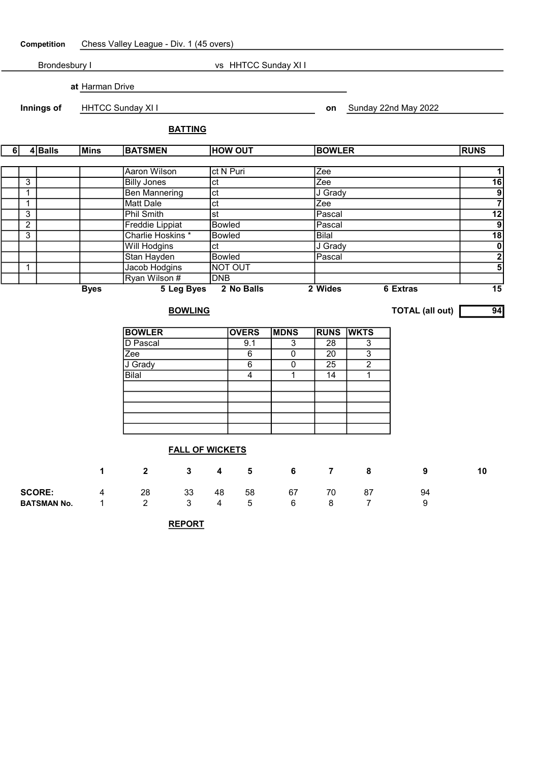**Competition** Chess Valley League - Div. 1 (45 overs)

Brondesbury I vs HHTCC Sunday XI I

**at** Harman Drive

**Innings of** HHTCC Sunday XI I **on** Sunday 22nd May 2022

**BATTING**

| 6 | 4 | Balls | Mins | BATSMEN | HOW OUT | BOWLER | RUNS |
|---|---|---|---|---|---|---|---|
| | | | | Aaron Wilson | ct N Puri | Zee | 1 |
| | 3 | | | Billy Jones | ct | Zee | 16 |
| | 1 | | | Ben Mannering | ct | J Grady | 9 |
| | 1 | | | Matt Dale | ct | Zee | 7 |
| | 3 | | | Phil Smith | st | Pascal | 12 |
| | 2 | | | Freddie Lippiat | Bowled | Pascal | 9 |
| | 3 | | | Charlie Hoskins * | Bowled | Bilal | 18 |
| | | | | Will Hodgins | ct | J Grady | 0 |
| | | | | Stan Hayden | Bowled | Pascal | 2 |
| | 1 | | | Jacob Hodgins | NOT OUT | | 5 |
| | | | | Ryan Wilson # | DNB | | |

**Byes** 5 **Leg Byes** 2 **No Balls** 2 **Wides** 6 **Extras** 15

**TOTAL (all out)** 94

**BOWLING**

| BOWLER | OVERS | MDNS | RUNS | WKTS |
|---|---|---|---|---|
| D Pascal | 9.1 | 3 | 28 | 3 |
| Zee | 6 | 0 | 20 | 3 |
| J Grady | 6 | 0 | 25 | 2 |
| Bilal | 4 | 1 | 14 | 1 |

**FALL OF WICKETS**

| | 1 | 2 | 3 | 4 | 5 | 6 | 7 | 8 | 9 | 10 |
|---|---|---|---|---|---|---|---|---|---|---|
| **SCORE:** | 4 | 28 | 33 | 48 | 58 | 67 | 70 | 87 | 94 | |
| **BATSMAN No.** | 1 | 2 | 3 | 4 | 5 | 6 | 8 | 7 | 9 | |

**REPORT**